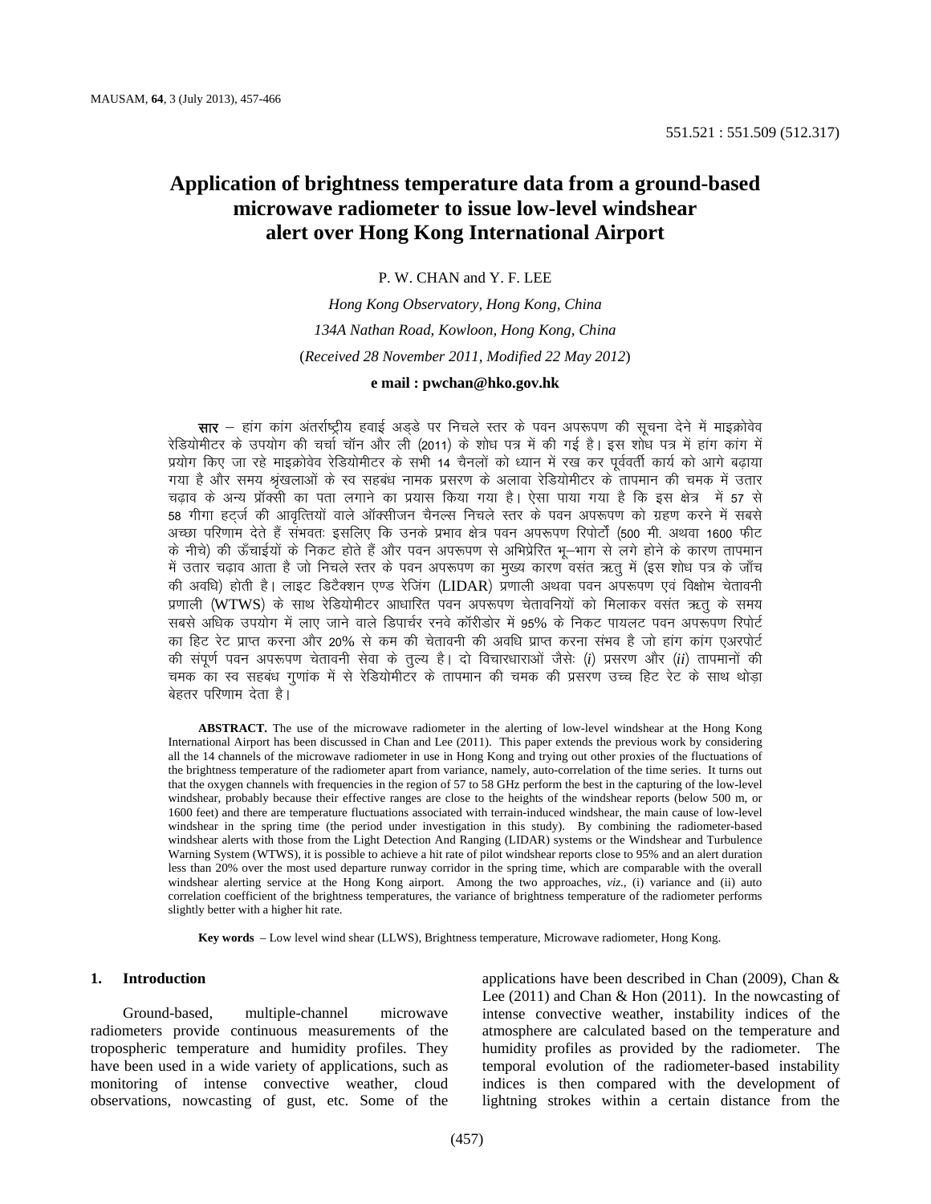551.521 : 551.509 (512.317)

# Application of brightness temperature data from a ground-based microwave radiometer to issue low-level windshear alert over Hong Kong International Airport

P. W. CHAN and Y. F. LEE

*Hong Kong Observatory, Hong Kong, China*

*134A Nathan Road, Kowloon, Hong Kong, China*

(*Received 28 November 2011, Modified 22 May 2012*)

**e mail : pwchan@hko.gov.hk**

**सार** – हांग कांग अंतर्राष्ट्रीय हवाई अड्डे पर निचले स्तर के पवन अपरूपण की सूचना देने में माइक्रोवेव रेडियोमीटर के उपयोग की चर्चा चॉन और ली (2011) के शोध पत्र में की गई है। इस शोध पत्र में हांग कांग में प्रयोग किए जा रहे माइक्रोवेव रेडियोमीटर के सभी 14 चैनलों को ध्यान में रख कर पूर्ववर्ती कार्य को आगे बढ़ाया गया है और समय श्रृंखलाओं के स्व सहबंध नामक प्रसरण के अलावा रेडियोमीटर के तापमान की चमक में उतार चढ़ाव के अन्य प्रॉक्सी का पता लगाने का प्रयास किया गया है। ऐसा पाया गया है कि इस क्षेत्र में 57 से 58 गीगा हर्ट्ज की आवृत्तियों वाले ऑक्सीजन चैनल्स निचले स्तर के पवन अपरूपण को ग्रहण करने में सबसे अच्छा परिणाम देते हैं संभवतः इसलिए कि उनके प्रभाव क्षेत्र पवन अपरूपण रिपोर्टों (500 मी. अथवा 1600 फीट के नीचे) की ऊँचाईयों के निकट होते हैं और पवन अपरूपण से अभिप्रेरित भू–भाग से लगे होने के कारण तापमान में उतार चढ़ाव आता है जो निचले स्तर के पवन अपरूपण का मुख्य कारण वसंत ऋतु में (इस शोध पत्र के जाँच की अवधि) होती है। लाइट डिटैक्शन एण्ड रेजिंग (LIDAR) प्रणाली अथवा पवन अपरूपण एवं विक्षोभ चेतावनी प्रणाली (WTWS) के साथ रेडियोमीटर आधारित पवन अपरूपण चेतावनियों को मिलाकर वसंत ऋतु के समय सबसे अधिक उपयोग में लाए जाने वाले डिपार्चर रनवे कॉरीडोर में 95% के निकट पायलट पवन अपरूपण रिपोर्ट का हिट रेट प्राप्त करना और 20% से कम की चेतावनी की अवधि प्राप्त करना संभव है जो हांग कांग एअरपोर्ट की संपूर्ण पवन अपरूपण चेतावनी सेवा के तुल्य है। दो विचारधाराओं जैसेः (*i*) प्रसरण और (*ii*) तापमानों की चमक का स्व सहबंध गुणांक में से रेडियोमीटर के तापमान की चमक की प्रसरण उच्च हिट रेट के साथ थोड़ा बेहतर परिणाम देता है।

**ABSTRACT.** The use of the microwave radiometer in the alerting of low-level windshear at the Hong Kong International Airport has been discussed in Chan and Lee (2011). This paper extends the previous work by considering all the 14 channels of the microwave radiometer in use in Hong Kong and trying out other proxies of the fluctuations of the brightness temperature of the radiometer apart from variance, namely, auto-correlation of the time series. It turns out that the oxygen channels with frequencies in the region of 57 to 58 GHz perform the best in the capturing of the low-level windshear, probably because their effective ranges are close to the heights of the windshear reports (below 500 m, or 1600 feet) and there are temperature fluctuations associated with terrain-induced windshear, the main cause of low-level windshear in the spring time (the period under investigation in this study). By combining the radiometer-based windshear alerts with those from the Light Detection And Ranging (LIDAR) systems or the Windshear and Turbulence Warning System (WTWS), it is possible to achieve a hit rate of pilot windshear reports close to 95% and an alert duration less than 20% over the most used departure runway corridor in the spring time, which are comparable with the overall windshear alerting service at the Hong Kong airport. Among the two approaches, *viz*., (i) variance and (ii) auto correlation coefficient of the brightness temperatures, the variance of brightness temperature of the radiometer performs slightly better with a higher hit rate.

**Key words** – Low level wind shear (LLWS), Brightness temperature, Microwave radiometer, Hong Kong.

## 1. Introduction

Ground-based, multiple-channel microwave radiometers provide continuous measurements of the tropospheric temperature and humidity profiles. They have been used in a wide variety of applications, such as monitoring of intense convective weather, cloud observations, nowcasting of gust, etc. Some of the applications have been described in Chan (2009), Chan & Lee (2011) and Chan & Hon (2011). In the nowcasting of intense convective weather, instability indices of the atmosphere are calculated based on the temperature and humidity profiles as provided by the radiometer. The temporal evolution of the radiometer-based instability indices is then compared with the development of lightning strokes within a certain distance from the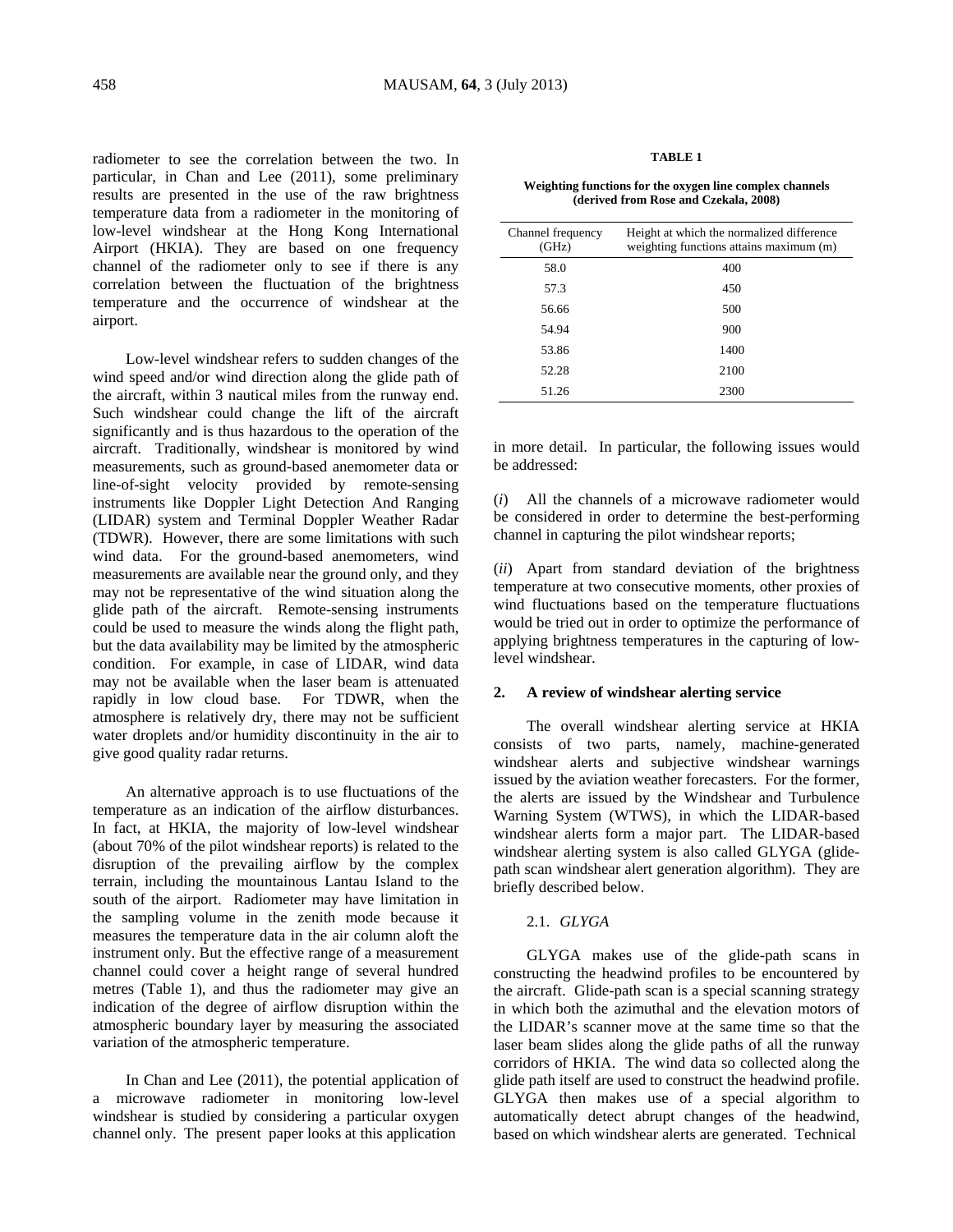radiometer to see the correlation between the two. In particular, in Chan and Lee (2011), some preliminary results are presented in the use of the raw brightness temperature data from a radiometer in the monitoring of low-level windshear at the Hong Kong International Airport (HKIA). They are based on one frequency channel of the radiometer only to see if there is any correlation between the fluctuation of the brightness temperature and the occurrence of windshear at the airport.

Low-level windshear refers to sudden changes of the wind speed and/or wind direction along the glide path of the aircraft, within 3 nautical miles from the runway end. Such windshear could change the lift of the aircraft significantly and is thus hazardous to the operation of the aircraft. Traditionally, windshear is monitored by wind measurements, such as ground-based anemometer data or line-of-sight velocity provided by remote-sensing instruments like Doppler Light Detection And Ranging (LIDAR) system and Terminal Doppler Weather Radar (TDWR). However, there are some limitations with such wind data. For the ground-based anemometers, wind measurements are available near the ground only, and they may not be representative of the wind situation along the glide path of the aircraft. Remote-sensing instruments could be used to measure the winds along the flight path, but the data availability may be limited by the atmospheric condition. For example, in case of LIDAR, wind data may not be available when the laser beam is attenuated rapidly in low cloud base. For TDWR, when the atmosphere is relatively dry, there may not be sufficient water droplets and/or humidity discontinuity in the air to give good quality radar returns.

An alternative approach is to use fluctuations of the temperature as an indication of the airflow disturbances. In fact, at HKIA, the majority of low-level windshear (about 70% of the pilot windshear reports) is related to the disruption of the prevailing airflow by the complex terrain, including the mountainous Lantau Island to the south of the airport. Radiometer may have limitation in the sampling volume in the zenith mode because it measures the temperature data in the air column aloft the instrument only. But the effective range of a measurement channel could cover a height range of several hundred metres (Table 1), and thus the radiometer may give an indication of the degree of airflow disruption within the atmospheric boundary layer by measuring the associated variation of the atmospheric temperature.

In Chan and Lee (2011), the potential application of a microwave radiometer in monitoring low-level windshear is studied by considering a particular oxygen channel only. The present paper looks at this application in more detail. In particular, the following issues would be addressed:

**TABLE 1**

**Weighting functions for the oxygen line complex channels (derived from Rose and Czekala, 2008)**

| Channel frequency (GHz) | Height at which the normalized difference weighting functions attains maximum (m) |
|---|---|
| 58.0 | 400 |
| 57.3 | 450 |
| 56.66 | 500 |
| 54.94 | 900 |
| 53.86 | 1400 |
| 52.28 | 2100 |
| 51.26 | 2300 |

(*i*) All the channels of a microwave radiometer would be considered in order to determine the best-performing channel in capturing the pilot windshear reports;

(*ii*) Apart from standard deviation of the brightness temperature at two consecutive moments, other proxies of wind fluctuations based on the temperature fluctuations would be tried out in order to optimize the performance of applying brightness temperatures in the capturing of low-level windshear.

## 2. A review of windshear alerting service

The overall windshear alerting service at HKIA consists of two parts, namely, machine-generated windshear alerts and subjective windshear warnings issued by the aviation weather forecasters. For the former, the alerts are issued by the Windshear and Turbulence Warning System (WTWS), in which the LIDAR-based windshear alerts form a major part. The LIDAR-based windshear alerting system is also called GLYGA (glide-path scan windshear alert generation algorithm). They are briefly described below.

### 2.1. *GLYGA*

GLYGA makes use of the glide-path scans in constructing the headwind profiles to be encountered by the aircraft. Glide-path scan is a special scanning strategy in which both the azimuthal and the elevation motors of the LIDAR's scanner move at the same time so that the laser beam slides along the glide paths of all the runway corridors of HKIA. The wind data so collected along the glide path itself are used to construct the headwind profile. GLYGA then makes use of a special algorithm to automatically detect abrupt changes of the headwind, based on which windshear alerts are generated. Technical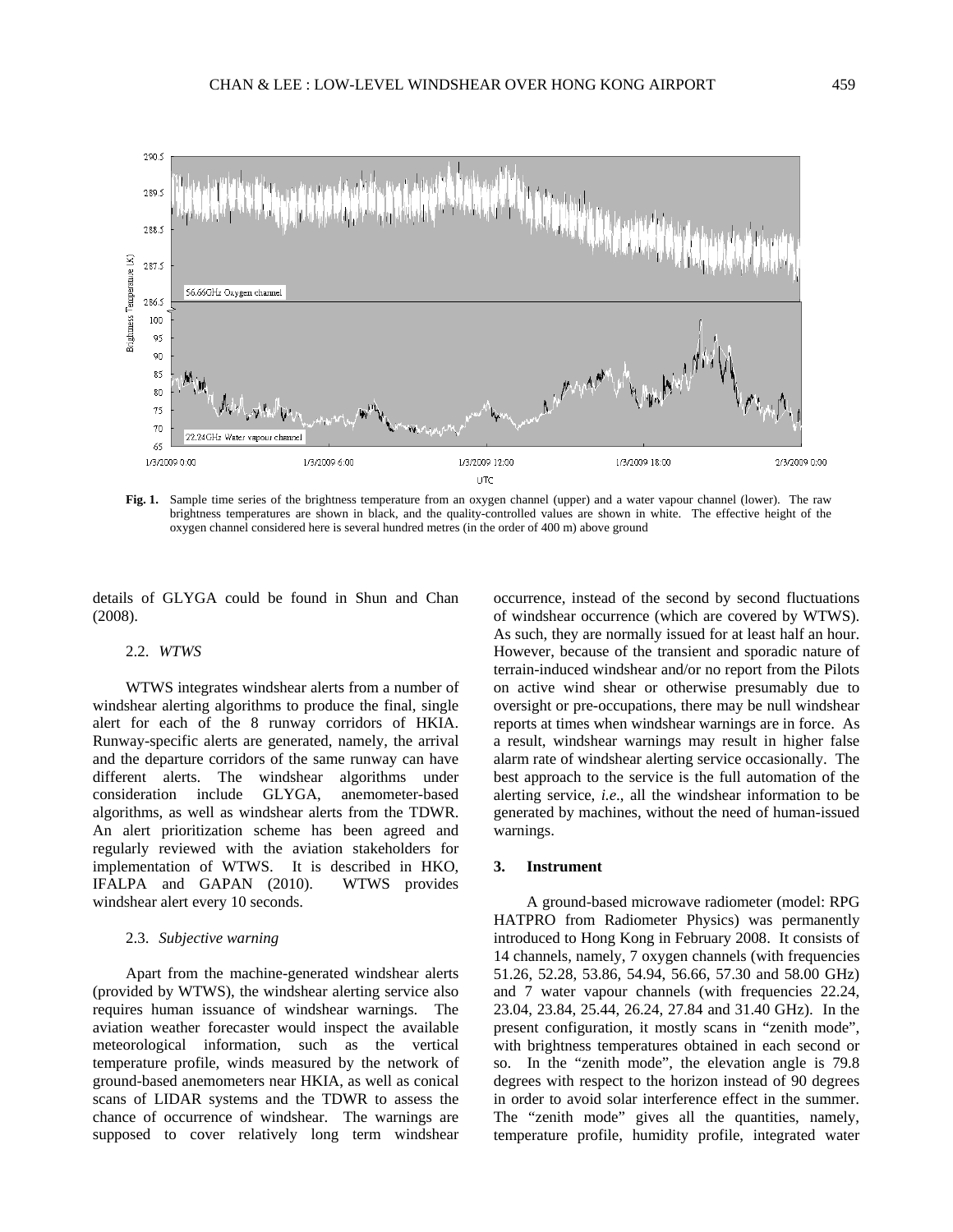**Fig. 1.** Sample time series of the brightness temperature from an oxygen channel (upper) and a water vapour channel (lower). The raw brightness temperatures are shown in black, and the quality-controlled values are shown in white. The effective height of the oxygen channel considered here is several hundred metres (in the order of 400 m) above ground

details of GLYGA could be found in Shun and Chan (2008).

### 2.2. *WTWS*

WTWS integrates windshear alerts from a number of windshear alerting algorithms to produce the final, single alert for each of the 8 runway corridors of HKIA. Runway-specific alerts are generated, namely, the arrival and the departure corridors of the same runway can have different alerts. The windshear algorithms under consideration include GLYGA, anemometer-based algorithms, as well as windshear alerts from the TDWR. An alert prioritization scheme has been agreed and regularly reviewed with the aviation stakeholders for implementation of WTWS. It is described in HKO, IFALPA and GAPAN (2010). WTWS provides windshear alert every 10 seconds.

### 2.3. *Subjective warning*

Apart from the machine-generated windshear alerts (provided by WTWS), the windshear alerting service also requires human issuance of windshear warnings. The aviation weather forecaster would inspect the available meteorological information, such as the vertical temperature profile, winds measured by the network of ground-based anemometers near HKIA, as well as conical scans of LIDAR systems and the TDWR to assess the chance of occurrence of windshear. The warnings are supposed to cover relatively long term windshear occurrence, instead of the second by second fluctuations of windshear occurrence (which are covered by WTWS). As such, they are normally issued for at least half an hour. However, because of the transient and sporadic nature of terrain-induced windshear and/or no report from the Pilots on active wind shear or otherwise presumably due to oversight or pre-occupations, there may be null windshear reports at times when windshear warnings are in force. As a result, windshear warnings may result in higher false alarm rate of windshear alerting service occasionally. The best approach to the service is the full automation of the alerting service, *i.e*., all the windshear information to be generated by machines, without the need of human-issued warnings.

## 3. Instrument

A ground-based microwave radiometer (model: RPG HATPRO from Radiometer Physics) was permanently introduced to Hong Kong in February 2008. It consists of 14 channels, namely, 7 oxygen channels (with frequencies 51.26, 52.28, 53.86, 54.94, 56.66, 57.30 and 58.00 GHz) and 7 water vapour channels (with frequencies 22.24, 23.04, 23.84, 25.44, 26.24, 27.84 and 31.40 GHz). In the present configuration, it mostly scans in "zenith mode", with brightness temperatures obtained in each second or so. In the "zenith mode", the elevation angle is 79.8 degrees with respect to the horizon instead of 90 degrees in order to avoid solar interference effect in the summer. The "zenith mode" gives all the quantities, namely, temperature profile, humidity profile, integrated water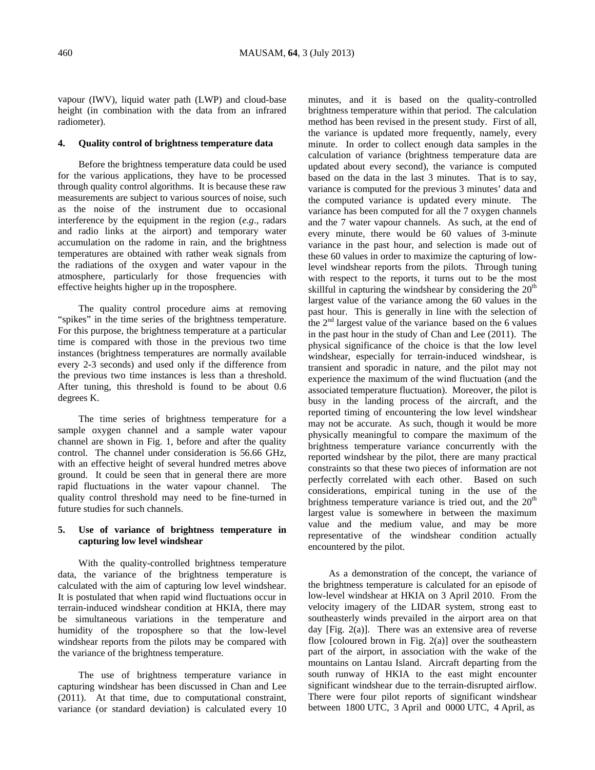vapour (IWV), liquid water path (LWP) and cloud-base height (in combination with the data from an infrared radiometer).

## 4. Quality control of brightness temperature data

Before the brightness temperature data could be used for the various applications, they have to be processed through quality control algorithms. It is because these raw measurements are subject to various sources of noise, such as the noise of the instrument due to occasional interference by the equipment in the region (*e.g*., radars and radio links at the airport) and temporary water accumulation on the radome in rain, and the brightness temperatures are obtained with rather weak signals from the radiations of the oxygen and water vapour in the atmosphere, particularly for those frequencies with effective heights higher up in the troposphere.

The quality control procedure aims at removing "spikes" in the time series of the brightness temperature. For this purpose, the brightness temperature at a particular time is compared with those in the previous two time instances (brightness temperatures are normally available every 2-3 seconds) and used only if the difference from the previous two time instances is less than a threshold. After tuning, this threshold is found to be about 0.6 degrees K.

The time series of brightness temperature for a sample oxygen channel and a sample water vapour channel are shown in Fig. 1, before and after the quality control. The channel under consideration is 56.66 GHz, with an effective height of several hundred metres above ground. It could be seen that in general there are more rapid fluctuations in the water vapour channel. The quality control threshold may need to be fine-turned in future studies for such channels.

## 5. Use of variance of brightness temperature in capturing low level windshear

With the quality-controlled brightness temperature data, the variance of the brightness temperature is calculated with the aim of capturing low level windshear. It is postulated that when rapid wind fluctuations occur in terrain-induced windshear condition at HKIA, there may be simultaneous variations in the temperature and humidity of the troposphere so that the low-level windshear reports from the pilots may be compared with the variance of the brightness temperature.

The use of brightness temperature variance in capturing windshear has been discussed in Chan and Lee (2011). At that time, due to computational constraint, variance (or standard deviation) is calculated every 10 minutes, and it is based on the quality-controlled brightness temperature within that period. The calculation method has been revised in the present study. First of all, the variance is updated more frequently, namely, every minute. In order to collect enough data samples in the calculation of variance (brightness temperature data are updated about every second), the variance is computed based on the data in the last 3 minutes. That is to say, variance is computed for the previous 3 minutes' data and the computed variance is updated every minute. The variance has been computed for all the 7 oxygen channels and the 7 water vapour channels. As such, at the end of every minute, there would be 60 values of 3-minute variance in the past hour, and selection is made out of these 60 values in order to maximize the capturing of low-level windshear reports from the pilots. Through tuning with respect to the reports, it turns out to be the most skillful in capturing the windshear by considering the $20^{\text{th}}$ largest value of the variance among the 60 values in the past hour. This is generally in line with the selection of the $2^{\text{nd}}$ largest value of the variance based on the 6 values in the past hour in the study of Chan and Lee (2011). The physical significance of the choice is that the low level windshear, especially for terrain-induced windshear, is transient and sporadic in nature, and the pilot may not experience the maximum of the wind fluctuation (and the associated temperature fluctuation). Moreover, the pilot is busy in the landing process of the aircraft, and the reported timing of encountering the low level windshear may not be accurate. As such, though it would be more physically meaningful to compare the maximum of the brightness temperature variance concurrently with the reported windshear by the pilot, there are many practical constraints so that these two pieces of information are not perfectly correlated with each other. Based on such considerations, empirical tuning in the use of the brightness temperature variance is tried out, and the $20^{\text{th}}$ largest value is somewhere in between the maximum value and the medium value, and may be more representative of the windshear condition actually encountered by the pilot.

As a demonstration of the concept, the variance of the brightness temperature is calculated for an episode of low-level windshear at HKIA on 3 April 2010. From the velocity imagery of the LIDAR system, strong east to southeasterly winds prevailed in the airport area on that day [Fig. 2(a)]. There was an extensive area of reverse flow [coloured brown in Fig. 2(a)] over the southeastern part of the airport, in association with the wake of the mountains on Lantau Island. Aircraft departing from the south runway of HKIA to the east might encounter significant windshear due to the terrain-disrupted airflow. There were four pilot reports of significant windshear between 1800 UTC, 3 April and 0000 UTC, 4 April, as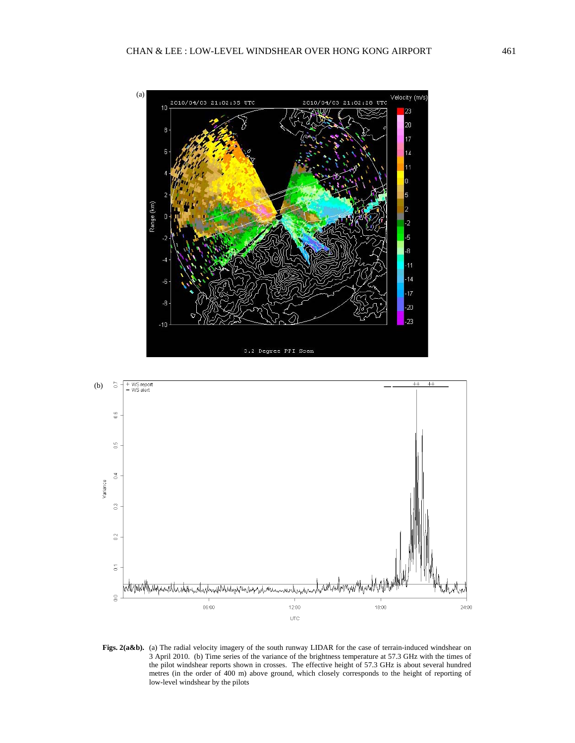**Figs. 2(a&b).** (a) The radial velocity imagery of the south runway LIDAR for the case of terrain-induced windshear on 3 April 2010. (b) Time series of the variance of the brightness temperature at 57.3 GHz with the times of the pilot windshear reports shown in crosses. The effective height of 57.3 GHz is about several hundred metres (in the order of 400 m) above ground, which closely corresponds to the height of reporting of low-level windshear by the pilots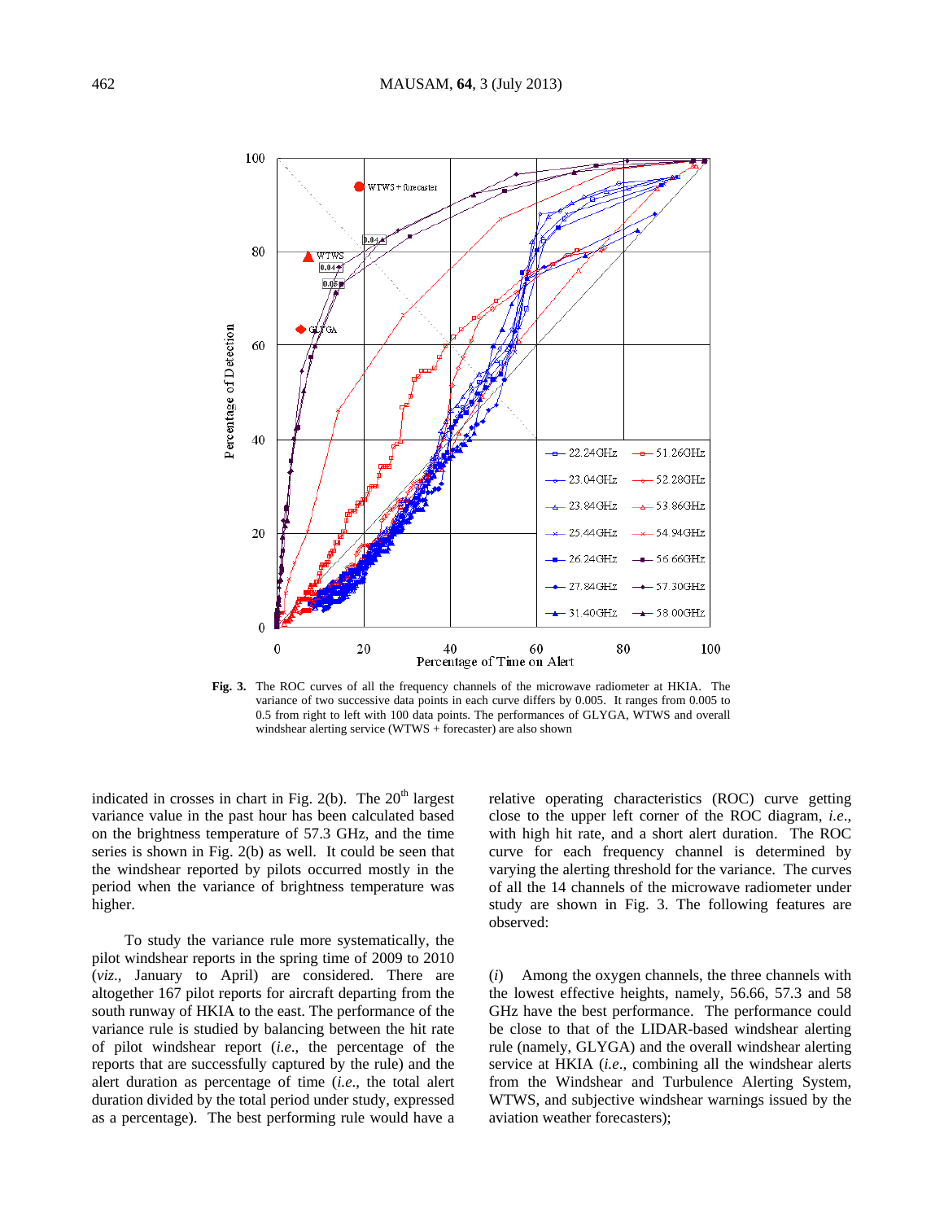Fig. 3. The ROC curves of all the frequency channels of the microwave radiometer at HKIA. The variance of two successive data points in each curve differs by 0.005. It ranges from 0.005 to 0.5 from right to left with 100 data points. The performances of GLYGA, WTWS and overall windshear alerting service (WTWS + forecaster) are also shown

indicated in crosses in chart in Fig. 2(b). The 20th largest variance value in the past hour has been calculated based on the brightness temperature of 57.3 GHz, and the time series is shown in Fig. 2(b) as well. It could be seen that the windshear reported by pilots occurred mostly in the period when the variance of brightness temperature was higher.

To study the variance rule more systematically, the pilot windshear reports in the spring time of 2009 to 2010 (*viz*., January to April) are considered. There are altogether 167 pilot reports for aircraft departing from the south runway of HKIA to the east. The performance of the variance rule is studied by balancing between the hit rate of pilot windshear report (*i.e*., the percentage of the reports that are successfully captured by the rule) and the alert duration as percentage of time (*i.e*., the total alert duration divided by the total period under study, expressed as a percentage). The best performing rule would have a relative operating characteristics (ROC) curve getting close to the upper left corner of the ROC diagram, *i.e*., with high hit rate, and a short alert duration. The ROC curve for each frequency channel is determined by varying the alerting threshold for the variance. The ROC curves of all the 14 channels of the microwave radiometer under study are shown in Fig. 3. The following features are observed:

(*i*) Among the oxygen channels, the three channels with the lowest effective heights, namely, 56.66, 57.3 and 58 GHz have the best performance. The performance could be close to that of the LIDAR-based windshear alerting rule (namely, GLYGA) and the overall windshear alerting service at HKIA (*i.e*., combining all the windshear alerts from the Windshear and Turbulence Alerting System, WTWS, and subjective windshear warnings issued by the aviation weather forecasters);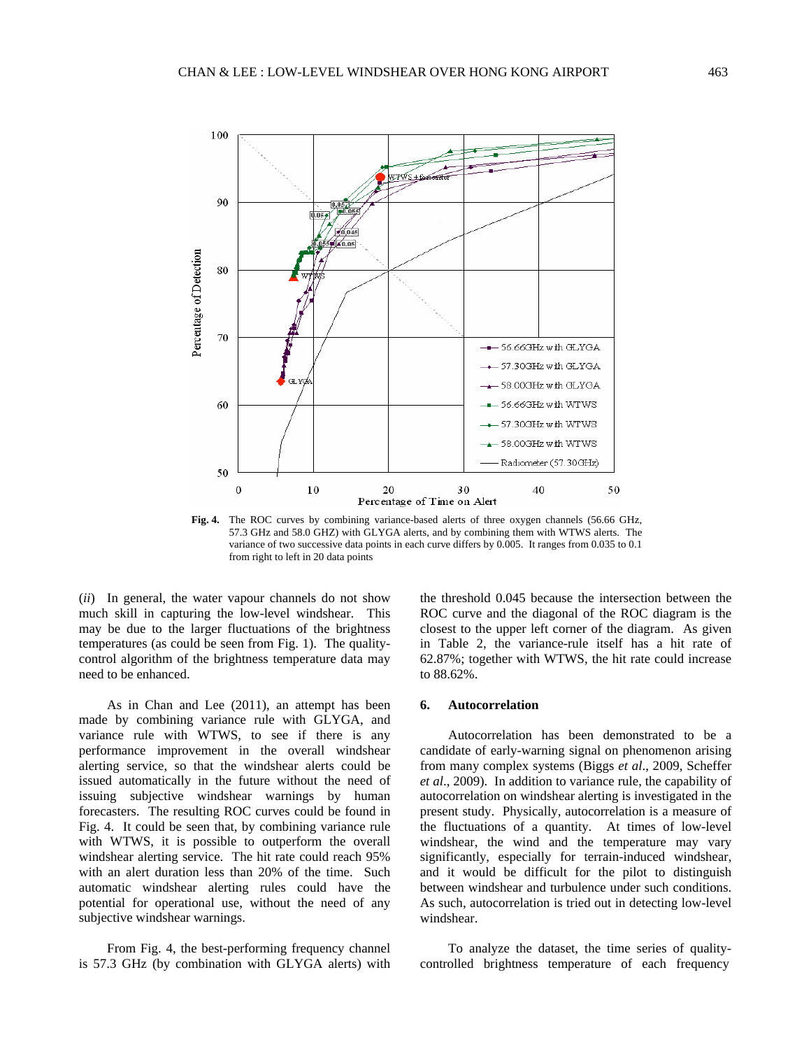Fig. 4. The ROC curves by combining variance-based alerts of three oxygen channels (56.66 GHz, 57.3 GHz and 58.0 GHZ) with GLYGA alerts, and by combining them with WTWS alerts. The variance of two successive data points in each curve differs by 0.005. It ranges from 0.035 to 0.1 from right to left in 20 data points

(*ii*) In general, the water vapour channels do not show much skill in capturing the low-level windshear. This may be due to the larger fluctuations of the brightness temperatures (as could be seen from Fig. 1). The quality-control algorithm of the brightness temperature data may need to be enhanced.

As in Chan and Lee (2011), an attempt has been made by combining variance rule with GLYGA, and variance rule with WTWS, to see if there is any performance improvement in the overall windshear alerting service, so that the windshear alerts could be issued automatically in the future without the need of issuing subjective windshear warnings by human forecasters. The resulting ROC curves could be found in Fig. 4. It could be seen that, by combining variance rule with WTWS, it is possible to outperform the overall windshear alerting service. The hit rate could reach 95% with an alert duration less than 20% of the time. Such automatic windshear alerting rules could have the potential for operational use, without the need of any subjective windshear warnings.

From Fig. 4, the best-performing frequency channel is 57.3 GHz (by combination with GLYGA alerts) with the threshold 0.045 because the intersection between the ROC curve and the diagonal of the ROC diagram is the closest to the upper left corner of the diagram. As given in Table 2, the variance-rule itself has a hit rate of 62.87%; together with WTWS, the hit rate could increase to 88.62%.

## 6. Autocorrelation

Autocorrelation has been demonstrated to be a candidate of early-warning signal on phenomenon arising from many complex systems (Biggs *et al*., 2009, Scheffer *et al*., 2009). In addition to variance rule, the capability of autocorrelation on windshear alerting is investigated in the present study. Physically, autocorrelation is a measure of the fluctuations of a quantity. At times of low-level windshear, the wind and the temperature may vary significantly, especially for terrain-induced windshear, and it would be difficult for the pilot to distinguish between windshear and turbulence under such conditions. As such, autocorrelation is tried out in detecting low-level windshear.

To analyze the dataset, the time series of quality-controlled brightness temperature of each frequency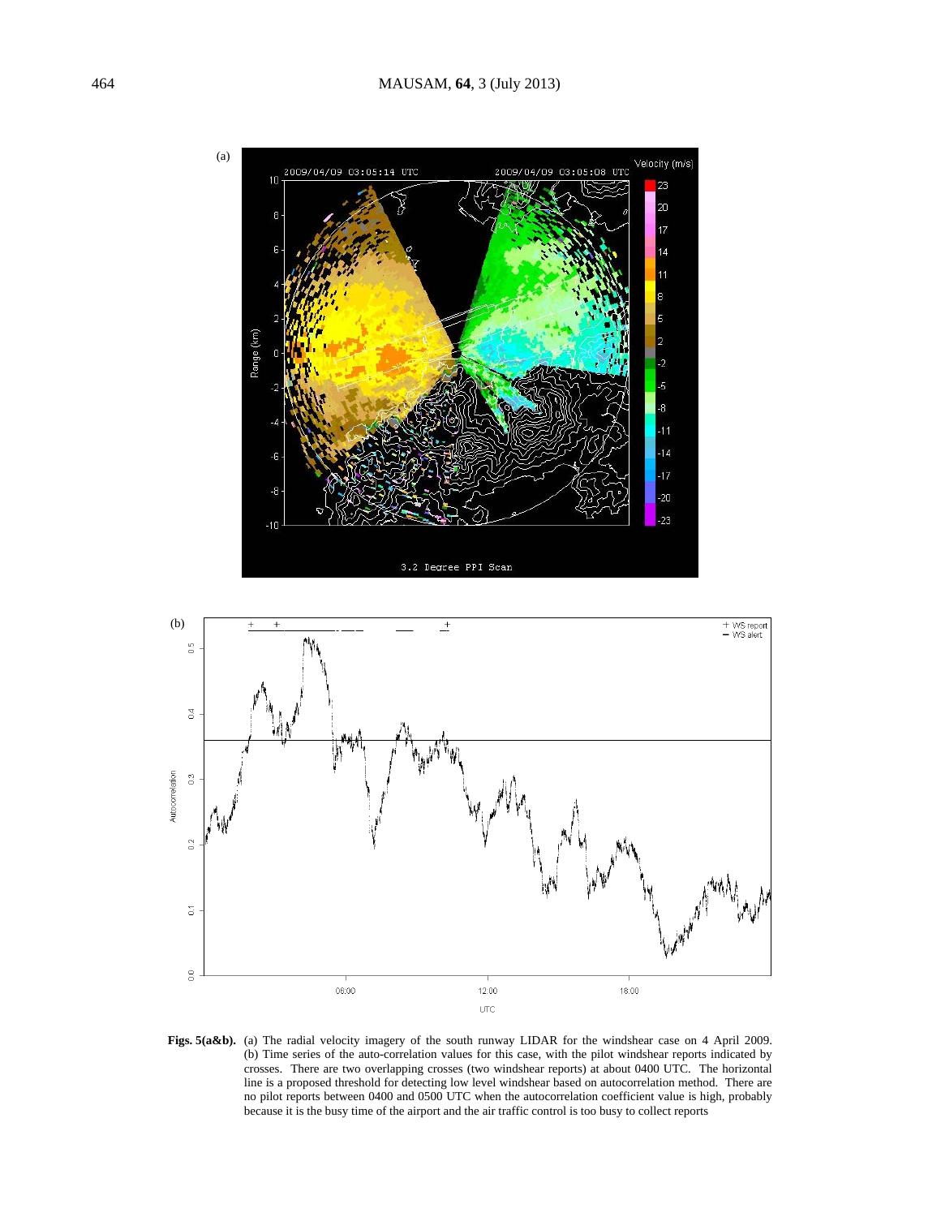**Figs. 5(a&b).** (a) The radial velocity imagery of the south runway LIDAR for the windshear case on 4 April 2009. (b) Time series of the auto-correlation values for this case, with the pilot windshear reports indicated by crosses. There are two overlapping crosses (two windshear reports) at about 0400 UTC. The horizontal line is a proposed threshold for detecting low level windshear based on autocorrelation method. There are no pilot reports between 0400 and 0500 UTC when the autocorrelation coefficient value is high, probably because it is the busy time of the airport and the air traffic control is too busy to collect reports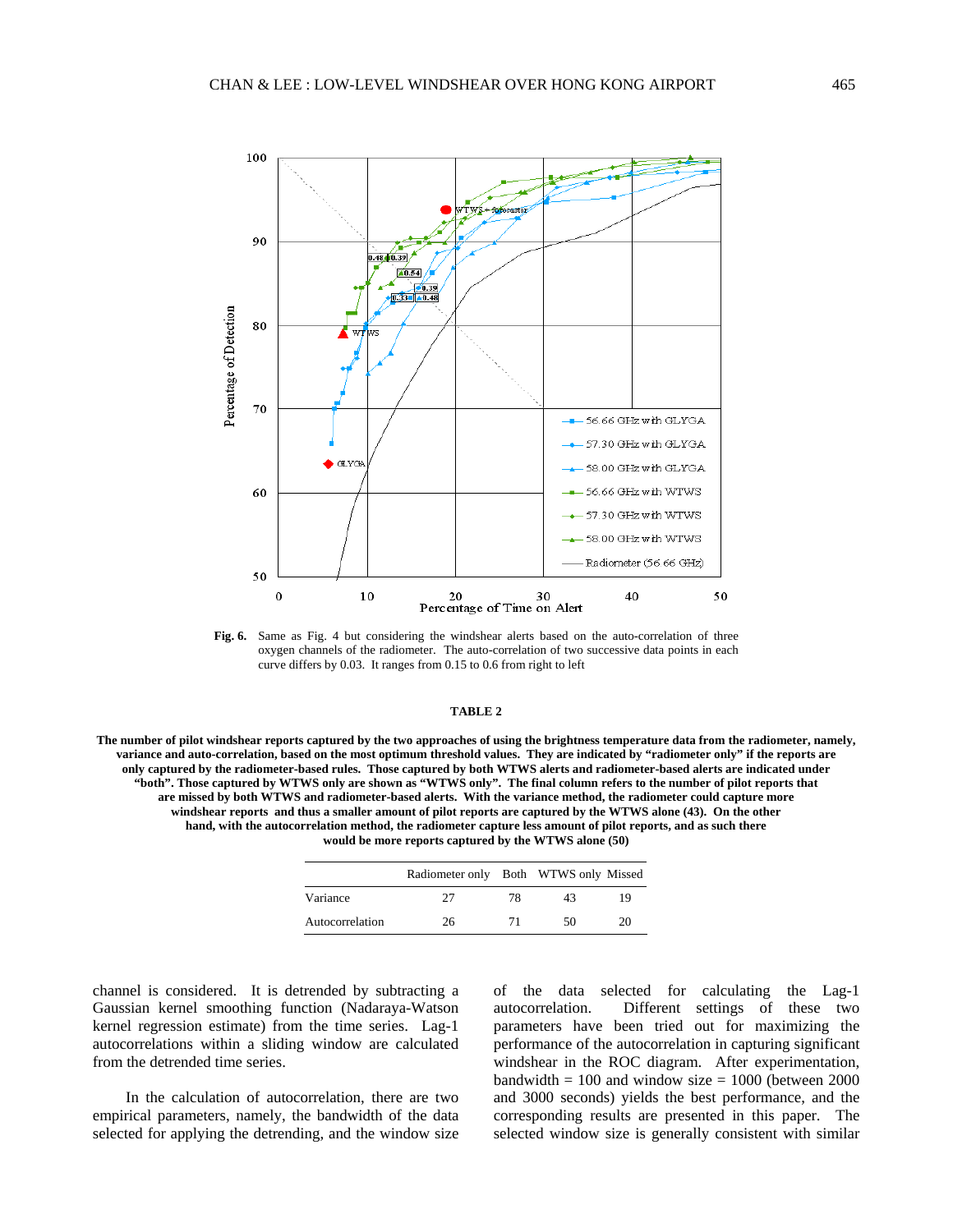**Fig. 6.** Same as Fig. 4 but considering the windshear alerts based on the auto-correlation of three oxygen channels of the radiometer. The auto-correlation of two successive data points in each curve differs by 0.03. It ranges from 0.15 to 0.6 from right to left

**TABLE 2**

**The number of pilot windshear reports captured by the two approaches of using the brightness temperature data from the radiometer, namely, variance and auto-correlation, based on the most optimum threshold values. They are indicated by "radiometer only" if the reports are only captured by the radiometer-based rules. Those captured by both WTWS alerts and radiometer-based alerts are indicated under "both". Those captured by WTWS only are shown as "WTWS only". The final column refers to the number of pilot reports that are missed by both WTWS and radiometer-based alerts. With the variance method, the radiometer could capture more windshear reports and thus a smaller amount of pilot reports are captured by the WTWS alone (43). On the other hand, with the autocorrelation method, the radiometer capture less amount of pilot reports, and as such there would be more reports captured by the WTWS alone (50)**

| | Radiometer only | Both | WTWS only | Missed |
|---|---|---|---|---|
| Variance | 27 | 78 | 43 | 19 |
| Autocorrelation | 26 | 71 | 50 | 20 |

channel is considered. It is detrended by subtracting a Gaussian kernel smoothing function (Nadaraya-Watson kernel regression estimate) from the time series. Lag-1 autocorrelations within a sliding window are calculated from the detrended time series.

In the calculation of autocorrelation, there are two empirical parameters, namely, the bandwidth of the data selected for applying the detrending, and the window size of the data selected for calculating the Lag-1 autocorrelation. Different settings of these two parameters have been tried out for maximizing the performance of the autocorrelation in capturing significant windshear in the ROC diagram. After experimentation, bandwidth = 100 and window size = 1000 (between 2000 and 3000 seconds) yields the best performance, and the corresponding results are presented in this paper. The selected window size is generally consistent with similar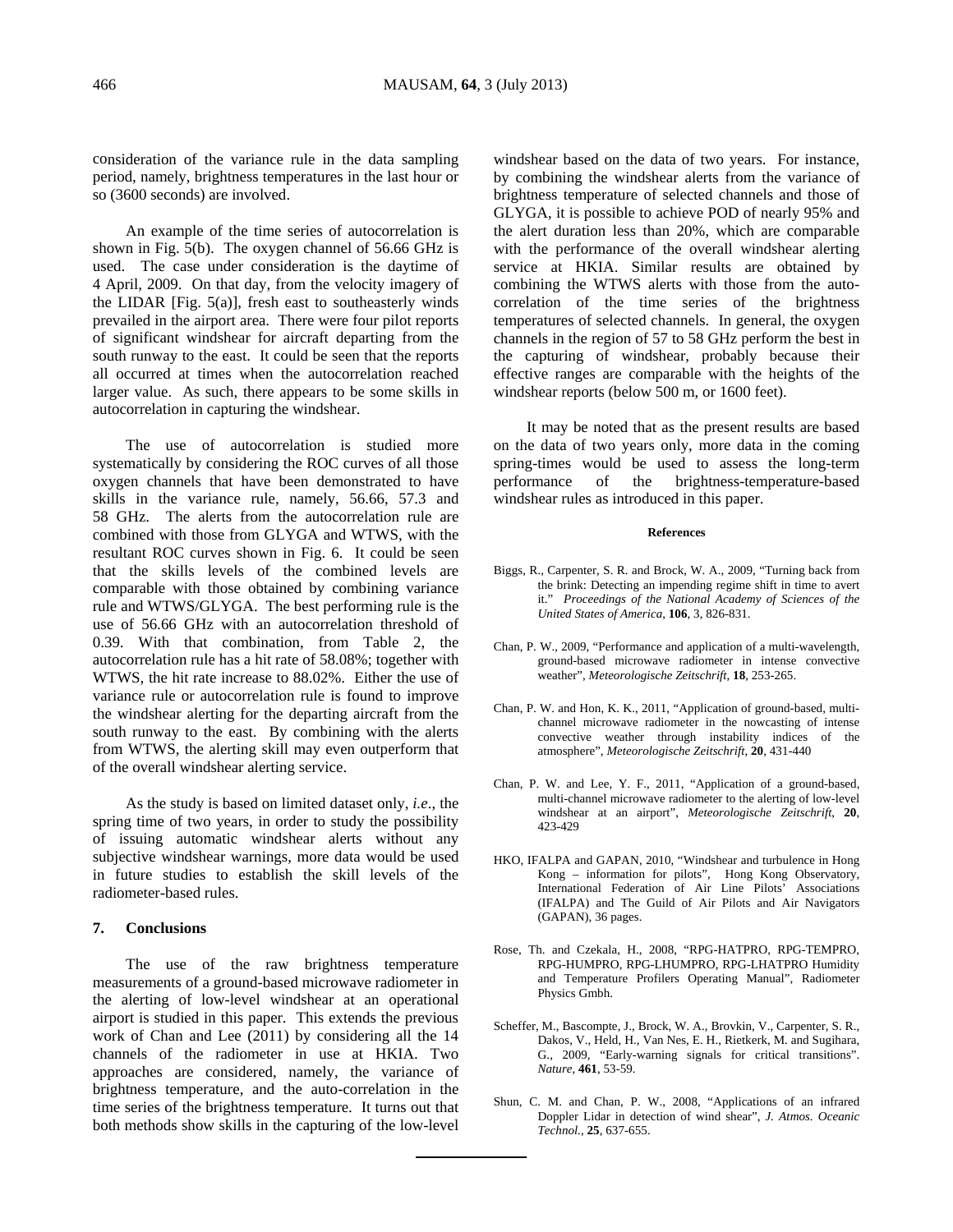consideration of the variance rule in the data sampling period, namely, brightness temperatures in the last hour or so (3600 seconds) are involved.

An example of the time series of autocorrelation is shown in Fig. 5(b). The oxygen channel of 56.66 GHz is used. The case under consideration is the daytime of 4 April, 2009. On that day, from the velocity imagery of the LIDAR [Fig. 5(a)], fresh east to southeasterly winds prevailed in the airport area. There were four pilot reports of significant windshear for aircraft departing from the south runway to the east. It could be seen that the reports all occurred at times when the autocorrelation reached larger value. As such, there appears to be some skills in autocorrelation in capturing the windshear.

The use of autocorrelation is studied more systematically by considering the ROC curves of all those oxygen channels that have been demonstrated to have skills in the variance rule, namely, 56.66, 57.3 and 58 GHz. The alerts from the autocorrelation rule are combined with those from GLYGA and WTWS, with the resultant ROC curves shown in Fig. 6. It could be seen that the skills levels of the combined levels are comparable with those obtained by combining variance rule and WTWS/GLYGA. The best performing rule is the use of 56.66 GHz with an autocorrelation threshold of 0.39. With that combination, from Table 2, the autocorrelation rule has a hit rate of 58.08%; together with WTWS, the hit rate increase to 88.02%. Either the use of variance rule or autocorrelation rule is found to improve the windshear alerting for the departing aircraft from the south runway to the east. By combining with the alerts from WTWS, the alerting skill may even outperform that of the overall windshear alerting service.

As the study is based on limited dataset only, *i.e*., the spring time of two years, in order to study the possibility of issuing automatic windshear alerts without any subjective windshear warnings, more data would be used in future studies to establish the skill levels of the radiometer-based rules.

## 7. Conclusions

The use of the raw brightness temperature measurements of a ground-based microwave radiometer in the alerting of low-level windshear at an operational airport is studied in this paper. This extends the previous work of Chan and Lee (2011) by considering all the 14 channels of the radiometer in use at HKIA. Two approaches are considered, namely, the variance of brightness temperature, and the auto-correlation in the time series of the brightness temperature. It turns out that both methods show skills in the capturing of the low-level windshear based on the data of two years. For instance, by combining the windshear alerts from the variance of brightness temperature of selected channels and those of GLYGA, it is possible to achieve POD of nearly 95% and the alert duration less than 20%, which are comparable with the performance of the overall windshear alerting service at HKIA. Similar results are obtained by combining the WTWS alerts with those from the auto-correlation of the time series of the brightness temperatures of selected channels. In general, the oxygen channels in the region of 57 to 58 GHz perform the best in the capturing of windshear, probably because their effective ranges are comparable with the heights of the windshear reports (below 500 m, or 1600 feet).

It may be noted that as the present results are based on the data of two years only, more data in the coming spring-times would be used to assess the long-term performance of the brightness-temperature-based windshear rules as introduced in this paper.

### References

Biggs, R., Carpenter, S. R. and Brock, W. A., 2009, "Turning back from the brink: Detecting an impending regime shift in time to avert it." *Proceedings of the National Academy of Sciences of the United States of America*, **106**, 3, 826-831.

Chan, P. W., 2009, "Performance and application of a multi-wavelength, ground-based microwave radiometer in intense convective weather", *Meteorologische Zeitschrift*, **18**, 253-265.

Chan, P. W. and Hon, K. K., 2011, "Application of ground-based, multi-channel microwave radiometer in the nowcasting of intense convective weather through instability indices of the atmosphere", *Meteorologische Zeitschrift*, **20**, 431-440

Chan, P. W. and Lee, Y. F., 2011, "Application of a ground-based, multi-channel microwave radiometer to the alerting of low-level windshear at an airport", *Meteorologische Zeitschrift*, **20**, 423-429

HKO, IFALPA and GAPAN, 2010, "Windshear and turbulence in Hong Kong – information for pilots", Hong Kong Observatory, International Federation of Air Line Pilots' Associations (IFALPA) and The Guild of Air Pilots and Air Navigators (GAPAN), 36 pages.

Rose, Th. and Czekala, H., 2008, "RPG-HATPRO, RPG-TEMPRO, RPG-HUMPRO, RPG-LHUMPRO, RPG-LHATPRO Humidity and Temperature Profilers Operating Manual", Radiometer Physics Gmbh.

Scheffer, M., Bascompte, J., Brock, W. A., Brovkin, V., Carpenter, S. R., Dakos, V., Held, H., Van Nes, E. H., Rietkerk, M. and Sugihara, G., 2009, "Early-warning signals for critical transitions". *Nature*, **461**, 53-59.

Shun, C. M. and Chan, P. W., 2008, "Applications of an infrared Doppler Lidar in detection of wind shear", *J. Atmos. Oceanic Technol.*, **25**, 637-655.